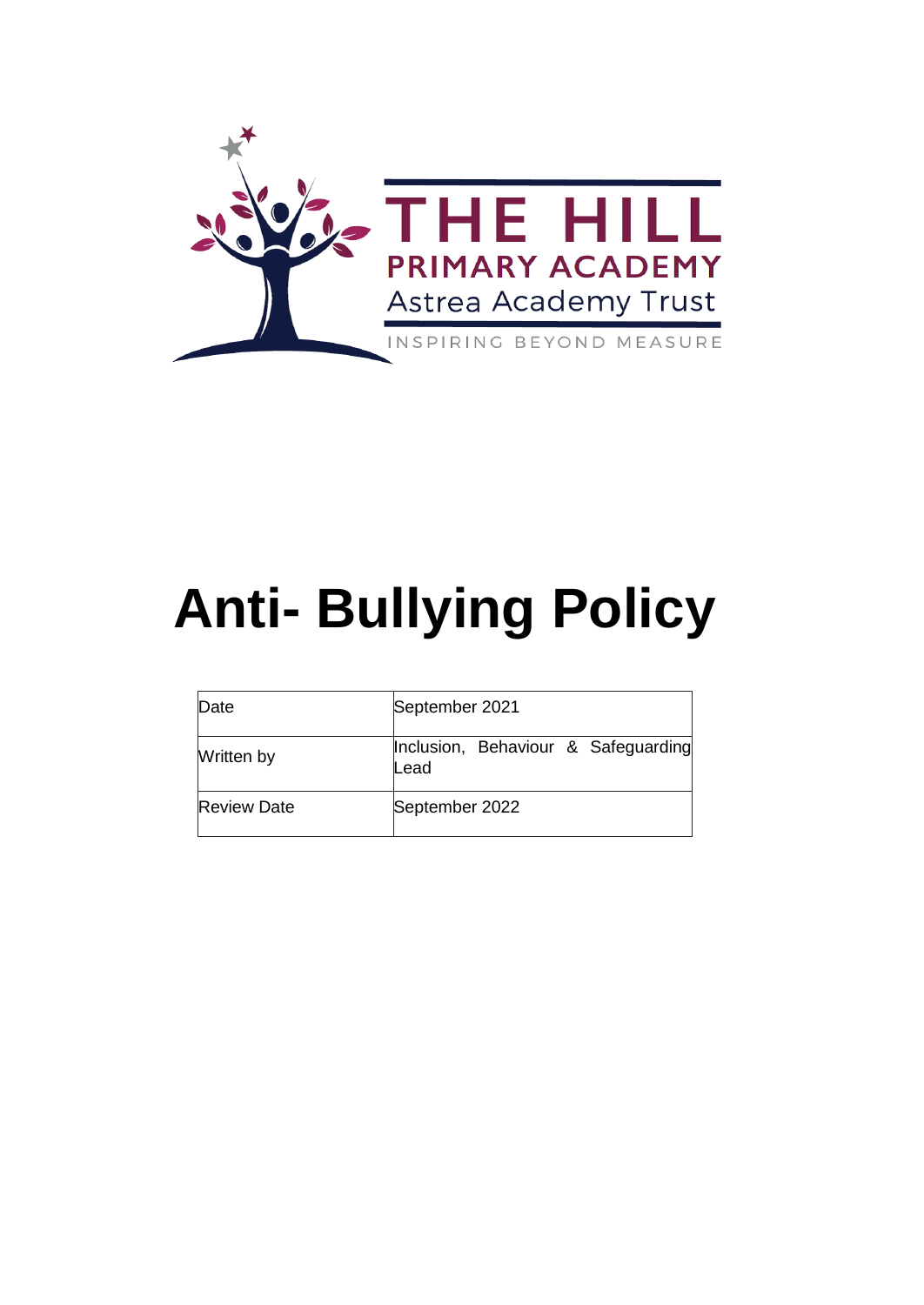THE HILL

PRIMARY ACADEMY

Astrea Academy Trust

INSPIRING BEYOND MEASURE

# Anti- Bullying Policy

| Date | September 2021 |
|---|---|
| Written by | Inclusion, Behaviour & Safeguarding Lead |
| Review Date | September 2022 |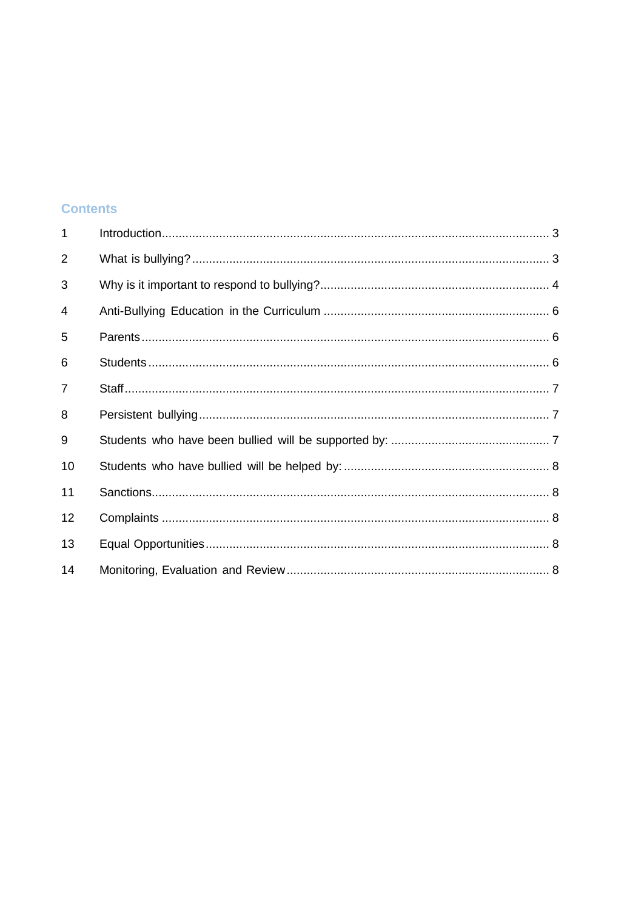## Contents

| | | |
|---|---|---|
| 1 | Introduction | 3 |
| 2 | What is bullying? | 3 |
| 3 | Why is it important to respond to bullying? | 4 |
| 4 | Anti-Bullying Education in the Curriculum | 6 |
| 5 | Parents | 6 |
| 6 | Students | 6 |
| 7 | Staff | 7 |
| 8 | Persistent bullying | 7 |
| 9 | Students who have been bullied will be supported by: | 7 |
| 10 | Students who have bullied will be helped by: | 8 |
| 11 | Sanctions | 8 |
| 12 | Complaints | 8 |
| 13 | Equal Opportunities | 8 |
| 14 | Monitoring, Evaluation and Review | 8 |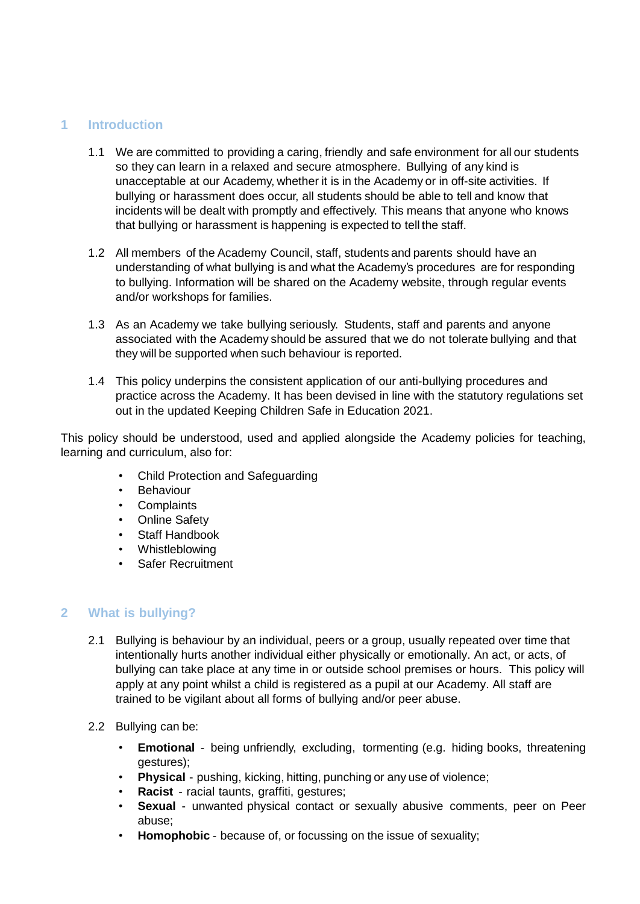## 1 Introduction

1.1 We are committed to providing a caring, friendly and safe environment for all our students so they can learn in a relaxed and secure atmosphere. Bullying of any kind is unacceptable at our Academy, whether it is in the Academy or in off-site activities. If bullying or harassment does occur, all students should be able to tell and know that incidents will be dealt with promptly and effectively. This means that anyone who knows that bullying or harassment is happening is expected to tell the staff.

1.2 All members of the Academy Council, staff, students and parents should have an understanding of what bullying is and what the Academy's procedures are for responding to bullying. Information will be shared on the Academy website, through regular events and/or workshops for families.

1.3 As an Academy we take bullying seriously. Students, staff and parents and anyone associated with the Academy should be assured that we do not tolerate bullying and that they will be supported when such behaviour is reported.

1.4 This policy underpins the consistent application of our anti-bullying procedures and practice across the Academy. It has been devised in line with the statutory regulations set out in the updated Keeping Children Safe in Education 2021.

This policy should be understood, used and applied alongside the Academy policies for teaching, learning and curriculum, also for:

- Child Protection and Safeguarding
- Behaviour
- Complaints
- Online Safety
- Staff Handbook
- Whistleblowing
- Safer Recruitment

## 2 What is bullying?

2.1 Bullying is behaviour by an individual, peers or a group, usually repeated over time that intentionally hurts another individual either physically or emotionally. An act, or acts, of bullying can take place at any time in or outside school premises or hours. This policy will apply at any point whilst a child is registered as a pupil at our Academy. All staff are trained to be vigilant about all forms of bullying and/or peer abuse.

2.2 Bullying can be:

- **Emotional** - being unfriendly, excluding, tormenting (e.g. hiding books, threatening gestures);
- **Physical** - pushing, kicking, hitting, punching or any use of violence;
- **Racist** - racial taunts, graffiti, gestures;
- **Sexual** - unwanted physical contact or sexually abusive comments, peer on Peer abuse;
- **Homophobic** - because of, or focussing on the issue of sexuality;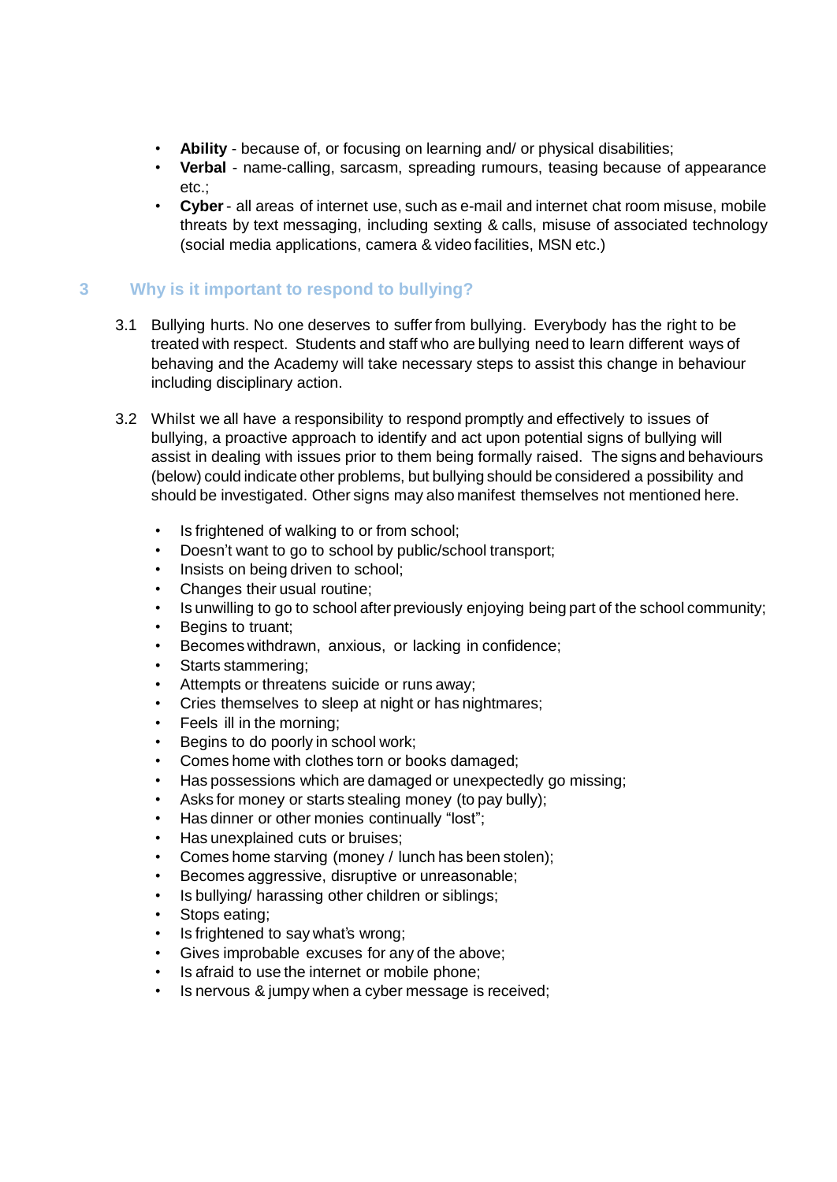- **Ability** - because of, or focusing on learning and/ or physical disabilities;
- **Verbal** - name-calling, sarcasm, spreading rumours, teasing because of appearance etc.;
- **Cyber** - all areas of internet use, such as e-mail and internet chat room misuse, mobile threats by text messaging, including sexting & calls, misuse of associated technology (social media applications, camera & video facilities, MSN etc.)

## 3 Why is it important to respond to bullying?

3.1 Bullying hurts. No one deserves to suffer from bullying. Everybody has the right to be treated with respect. Students and staff who are bullying need to learn different ways of behaving and the Academy will take necessary steps to assist this change in behaviour including disciplinary action.

3.2 Whilst we all have a responsibility to respond promptly and effectively to issues of bullying, a proactive approach to identify and act upon potential signs of bullying will assist in dealing with issues prior to them being formally raised. The signs and behaviours (below) could indicate other problems, but bullying should be considered a possibility and should be investigated. Other signs may also manifest themselves not mentioned here.

- Is frightened of walking to or from school;
- Doesn't want to go to school by public/school transport;
- Insists on being driven to school;
- Changes their usual routine;
- Is unwilling to go to school after previously enjoying being part of the school community;
- Begins to truant;
- Becomes withdrawn, anxious, or lacking in confidence;
- Starts stammering;
- Attempts or threatens suicide or runs away;
- Cries themselves to sleep at night or has nightmares;
- Feels ill in the morning;
- Begins to do poorly in school work;
- Comes home with clothes torn or books damaged;
- Has possessions which are damaged or unexpectedly go missing;
- Asks for money or starts stealing money (to pay bully);
- Has dinner or other monies continually "lost";
- Has unexplained cuts or bruises;
- Comes home starving (money / lunch has been stolen);
- Becomes aggressive, disruptive or unreasonable;
- Is bullying/ harassing other children or siblings;
- Stops eating;
- Is frightened to say what's wrong;
- Gives improbable excuses for any of the above;
- Is afraid to use the internet or mobile phone;
- Is nervous & jumpy when a cyber message is received;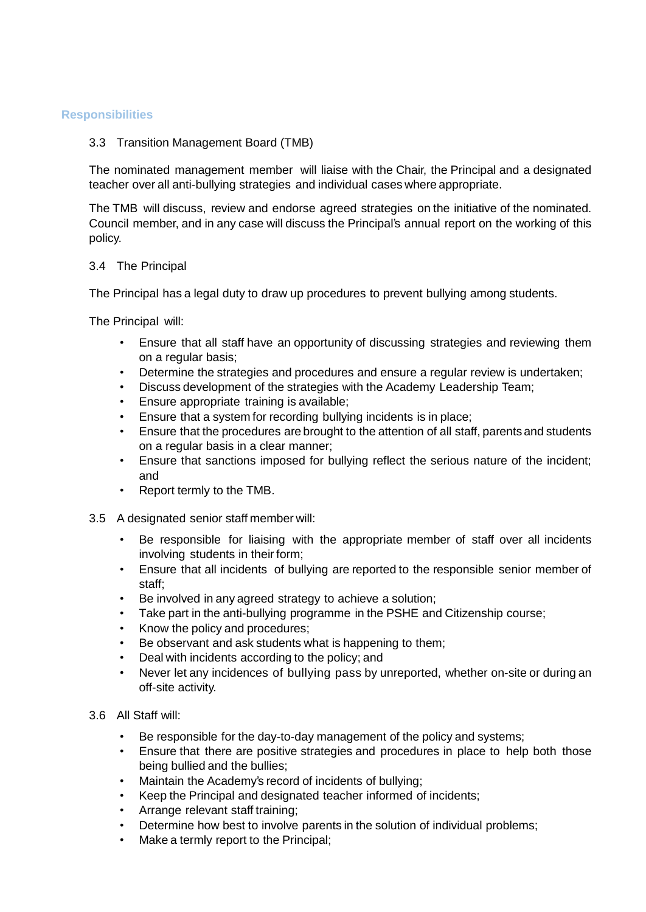## Responsibilities

### 3.3 Transition Management Board (TMB)

The nominated management member will liaise with the Chair, the Principal and a designated teacher over all anti-bullying strategies and individual cases where appropriate.

The TMB will discuss, review and endorse agreed strategies on the initiative of the nominated. Council member, and in any case will discuss the Principal's annual report on the working of this policy.

### 3.4 The Principal

The Principal has a legal duty to draw up procedures to prevent bullying among students.

The Principal will:

- Ensure that all staff have an opportunity of discussing strategies and reviewing them on a regular basis;
- Determine the strategies and procedures and ensure a regular review is undertaken;
- Discuss development of the strategies with the Academy Leadership Team;
- Ensure appropriate training is available;
- Ensure that a system for recording bullying incidents is in place;
- Ensure that the procedures are brought to the attention of all staff, parents and students on a regular basis in a clear manner;
- Ensure that sanctions imposed for bullying reflect the serious nature of the incident; and
- Report termly to the TMB.

### 3.5 A designated senior staff member will:

- Be responsible for liaising with the appropriate member of staff over all incidents involving students in their form;
- Ensure that all incidents of bullying are reported to the responsible senior member of staff;
- Be involved in any agreed strategy to achieve a solution;
- Take part in the anti-bullying programme in the PSHE and Citizenship course;
- Know the policy and procedures;
- Be observant and ask students what is happening to them;
- Deal with incidents according to the policy; and
- Never let any incidences of bullying pass by unreported, whether on-site or during an off-site activity.

### 3.6 All Staff will:

- Be responsible for the day-to-day management of the policy and systems;
- Ensure that there are positive strategies and procedures in place to help both those being bullied and the bullies;
- Maintain the Academy's record of incidents of bullying;
- Keep the Principal and designated teacher informed of incidents;
- Arrange relevant staff training;
- Determine how best to involve parents in the solution of individual problems;
- Make a termly report to the Principal;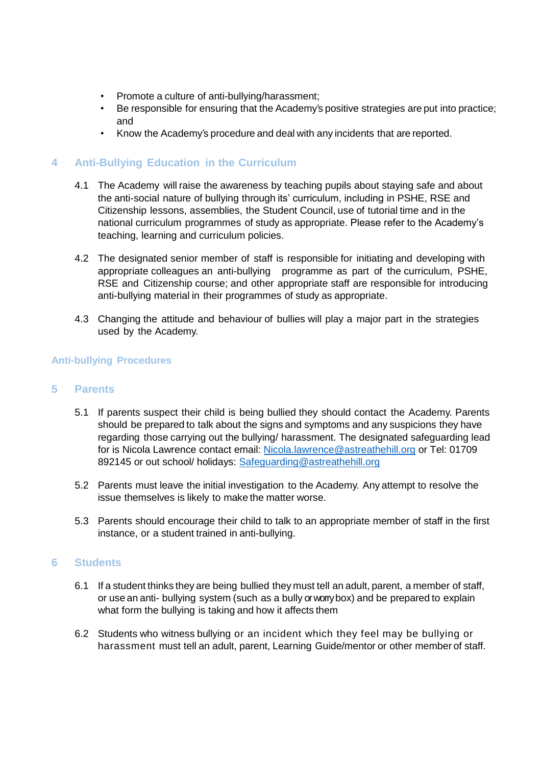- Promote a culture of anti-bullying/harassment;
- Be responsible for ensuring that the Academy's positive strategies are put into practice; and
- Know the Academy's procedure and deal with any incidents that are reported.

## 4 Anti-Bullying Education in the Curriculum

4.1 The Academy will raise the awareness by teaching pupils about staying safe and about the anti-social nature of bullying through its' curriculum, including in PSHE, RSE and Citizenship lessons, assemblies, the Student Council, use of tutorial time and in the national curriculum programmes of study as appropriate. Please refer to the Academy's teaching, learning and curriculum policies.

4.2 The designated senior member of staff is responsible for initiating and developing with appropriate colleagues an anti-bullying programme as part of the curriculum, PSHE, RSE and Citizenship course; and other appropriate staff are responsible for introducing anti-bullying material in their programmes of study as appropriate.

4.3 Changing the attitude and behaviour of bullies will play a major part in the strategies used by the Academy.

## Anti-bullying Procedures

## 5 Parents

5.1 If parents suspect their child is being bullied they should contact the Academy. Parents should be prepared to talk about the signs and symptoms and any suspicions they have regarding those carrying out the bullying/ harassment. The designated safeguarding lead for is Nicola Lawrence contact email: [Nicola.lawrence@astreathehill.org](mailto:Nicola.lawrence@astreathehill.org) or Tel: 01709 892145 or out school/ holidays: [Safeguarding@astreathehill.org](mailto:Safeguarding@astreathehill.org)

5.2 Parents must leave the initial investigation to the Academy. Any attempt to resolve the issue themselves is likely to make the matter worse.

5.3 Parents should encourage their child to talk to an appropriate member of staff in the first instance, or a student trained in anti-bullying.

## 6 Students

6.1 If a student thinks they are being bullied they must tell an adult, parent, a member of staff, or use an anti- bullying system (such as a bully or worry box) and be prepared to explain what form the bullying is taking and how it affects them

6.2 Students who witness bullying or an incident which they feel may be bullying or harassment must tell an adult, parent, Learning Guide/mentor or other member of staff.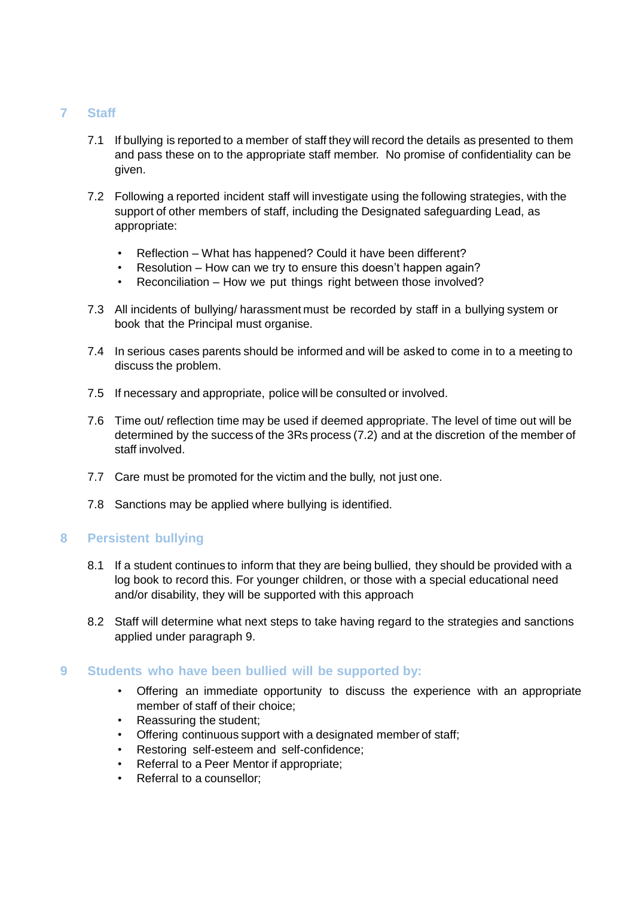## 7 Staff

7.1 If bullying is reported to a member of staff they will record the details as presented to them and pass these on to the appropriate staff member. No promise of confidentiality can be given.

7.2 Following a reported incident staff will investigate using the following strategies, with the support of other members of staff, including the Designated safeguarding Lead, as appropriate:

- Reflection – What has happened? Could it have been different?
- Resolution – How can we try to ensure this doesn't happen again?
- Reconciliation – How we put things right between those involved?

7.3 All incidents of bullying/ harassment must be recorded by staff in a bullying system or book that the Principal must organise.

7.4 In serious cases parents should be informed and will be asked to come in to a meeting to discuss the problem.

7.5 If necessary and appropriate, police will be consulted or involved.

7.6 Time out/ reflection time may be used if deemed appropriate. The level of time out will be determined by the success of the 3Rs process (7.2) and at the discretion of the member of staff involved.

7.7 Care must be promoted for the victim and the bully, not just one.

7.8 Sanctions may be applied where bullying is identified.

## 8 Persistent bullying

8.1 If a student continues to inform that they are being bullied, they should be provided with a log book to record this. For younger children, or those with a special educational need and/or disability, they will be supported with this approach

8.2 Staff will determine what next steps to take having regard to the strategies and sanctions applied under paragraph 9.

## 9 Students who have been bullied will be supported by:

- Offering an immediate opportunity to discuss the experience with an appropriate member of staff of their choice;
- Reassuring the student;
- Offering continuous support with a designated member of staff;
- Restoring self-esteem and self-confidence;
- Referral to a Peer Mentor if appropriate;
- Referral to a counsellor;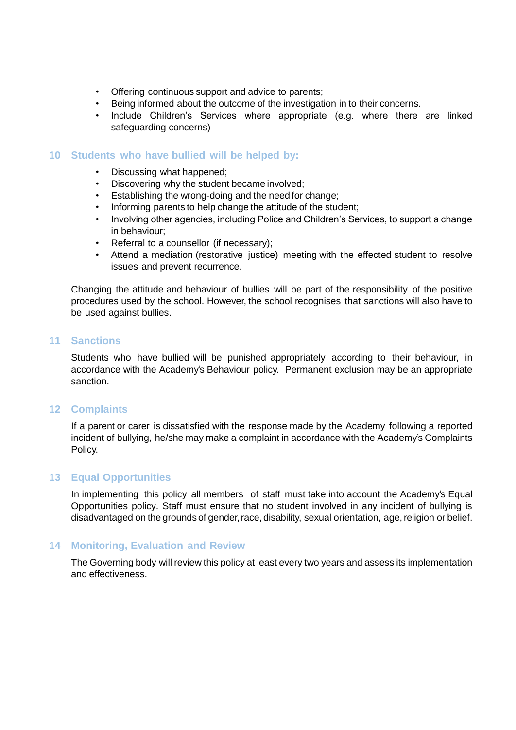- Offering continuous support and advice to parents;
- Being informed about the outcome of the investigation in to their concerns.
- Include Children's Services where appropriate (e.g. where there are linked safeguarding concerns)

## 10 Students who have bullied will be helped by:

- Discussing what happened;
- Discovering why the student became involved;
- Establishing the wrong-doing and the need for change;
- Informing parents to help change the attitude of the student;
- Involving other agencies, including Police and Children's Services, to support a change in behaviour;
- Referral to a counsellor (if necessary);
- Attend a mediation (restorative justice) meeting with the effected student to resolve issues and prevent recurrence.

Changing the attitude and behaviour of bullies will be part of the responsibility of the positive procedures used by the school. However, the school recognises that sanctions will also have to be used against bullies.

## 11 Sanctions

Students who have bullied will be punished appropriately according to their behaviour, in accordance with the Academy's Behaviour policy. Permanent exclusion may be an appropriate sanction.

## 12 Complaints

If a parent or carer is dissatisfied with the response made by the Academy following a reported incident of bullying, he/she may make a complaint in accordance with the Academy's Complaints Policy.

## 13 Equal Opportunities

In implementing this policy all members of staff must take into account the Academy's Equal Opportunities policy. Staff must ensure that no student involved in any incident of bullying is disadvantaged on the grounds of gender, race, disability, sexual orientation, age, religion or belief.

## 14 Monitoring, Evaluation and Review

The Governing body will review this policy at least every two years and assess its implementation and effectiveness.